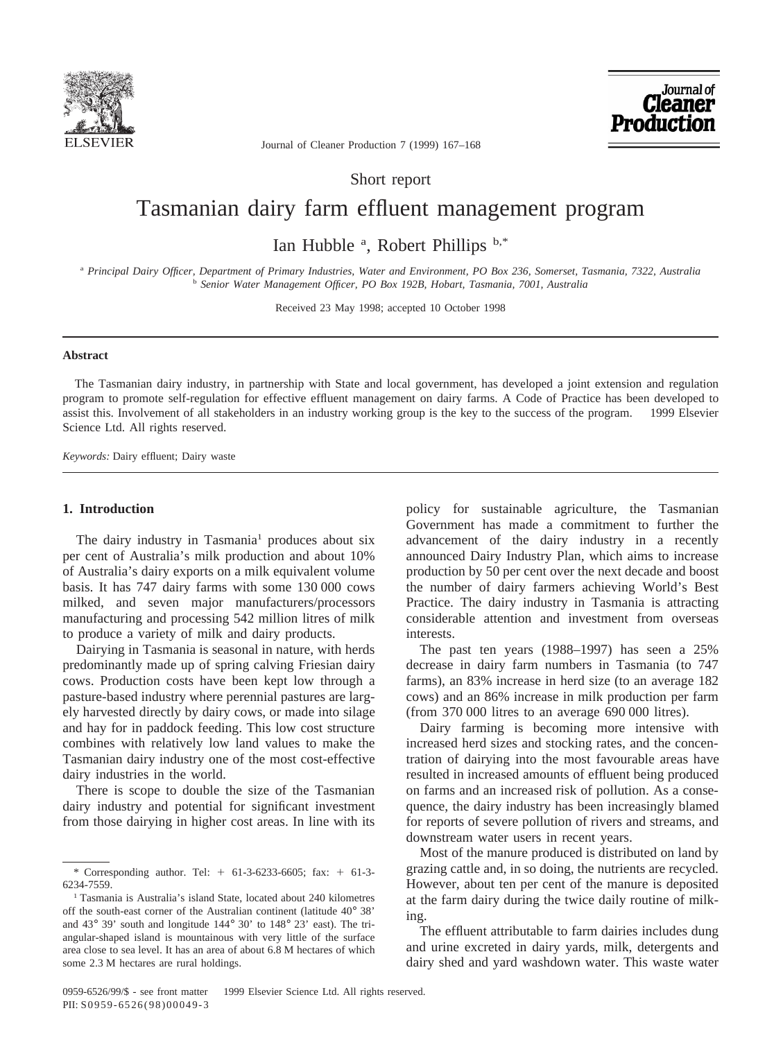Short report

# Tasmanian dairy farm effluent management program

Ian Hubble [a], Robert Phillips [b,*]

[a] *Principal Dairy Officer, Department of Primary Industries, Water and Environment, PO Box 236, Somerset, Tasmania, 7322, Australia*
[b] *Senior Water Management Officer, PO Box 192B, Hobart, Tasmania, 7001, Australia*

Received 23 May 1998; accepted 10 October 1998

## Abstract

The Tasmanian dairy industry, in partnership with State and local government, has developed a joint extension and regulation program to promote self-regulation for effective effluent management on dairy farms. A Code of Practice has been developed to assist this. Involvement of all stakeholders in an industry working group is the key to the success of the program. © 1999 Elsevier Science Ltd. All rights reserved.

*Keywords:* Dairy effluent; Dairy waste

## 1. Introduction

The dairy industry in Tasmania[1] produces about six per cent of Australia's milk production and about 10% of Australia's dairy exports on a milk equivalent volume basis. It has 747 dairy farms with some 130 000 cows milked, and seven major manufacturers/processors manufacturing and processing 542 million litres of milk to produce a variety of milk and dairy products.

Dairying in Tasmania is seasonal in nature, with herds predominantly made up of spring calving Friesian dairy cows. Production costs have been kept low through a pasture-based industry where perennial pastures are largely harvested directly by dairy cows, or made into silage and hay for in paddock feeding. This low cost structure combines with relatively low land values to make the Tasmanian dairy industry one of the most cost-effective dairy industries in the world.

There is scope to double the size of the Tasmanian dairy industry and potential for significant investment from those dairying in higher cost areas. In line with its policy for sustainable agriculture, the Tasmanian Government has made a commitment to further the advancement of the dairy industry in a recently announced Dairy Industry Plan, which aims to increase production by 50 per cent over the next decade and boost the number of dairy farmers achieving World's Best Practice. The dairy industry in Tasmania is attracting considerable attention and investment from overseas interests.

The past ten years (1988–1997) has seen a 25% decrease in dairy farm numbers in Tasmania (to 747 farms), an 83% increase in herd size (to an average 182 cows) and an 86% increase in milk production per farm (from 370 000 litres to an average 690 000 litres).

Dairy farming is becoming more intensive with increased herd sizes and stocking rates, and the concentration of dairying into the most favourable areas have resulted in increased amounts of effluent being produced on farms and an increased risk of pollution. As a consequence, the dairy industry has been increasingly blamed for reports of severe pollution of rivers and streams, and downstream water users in recent years.

Most of the manure produced is distributed on land by grazing cattle and, in so doing, the nutrients are recycled. However, about ten per cent of the manure is deposited at the farm dairy during the twice daily routine of milking.

The effluent attributable to farm dairies includes dung and urine excreted in dairy yards, milk, detergents and dairy shed and yard washdown water. This waste water

---

\* Corresponding author. Tel: + 61-3-6233-6605; fax: + 61-3-6234-7559.

[1] Tasmania is Australia's island State, located about 240 kilometres off the south-east corner of the Australian continent (latitude 40° 38' and 43° 39' south and longitude 144° 30' to 148° 23' east). The triangular-shaped island is mountainous with very little of the surface area close to sea level. It has an area of about 6.8 M hectares of which some 2.3 M hectares are rural holdings.

0959-6526/99/$ - see front matter © 1999 Elsevier Science Ltd. All rights reserved.
PII: S0959-6526(98)00049-3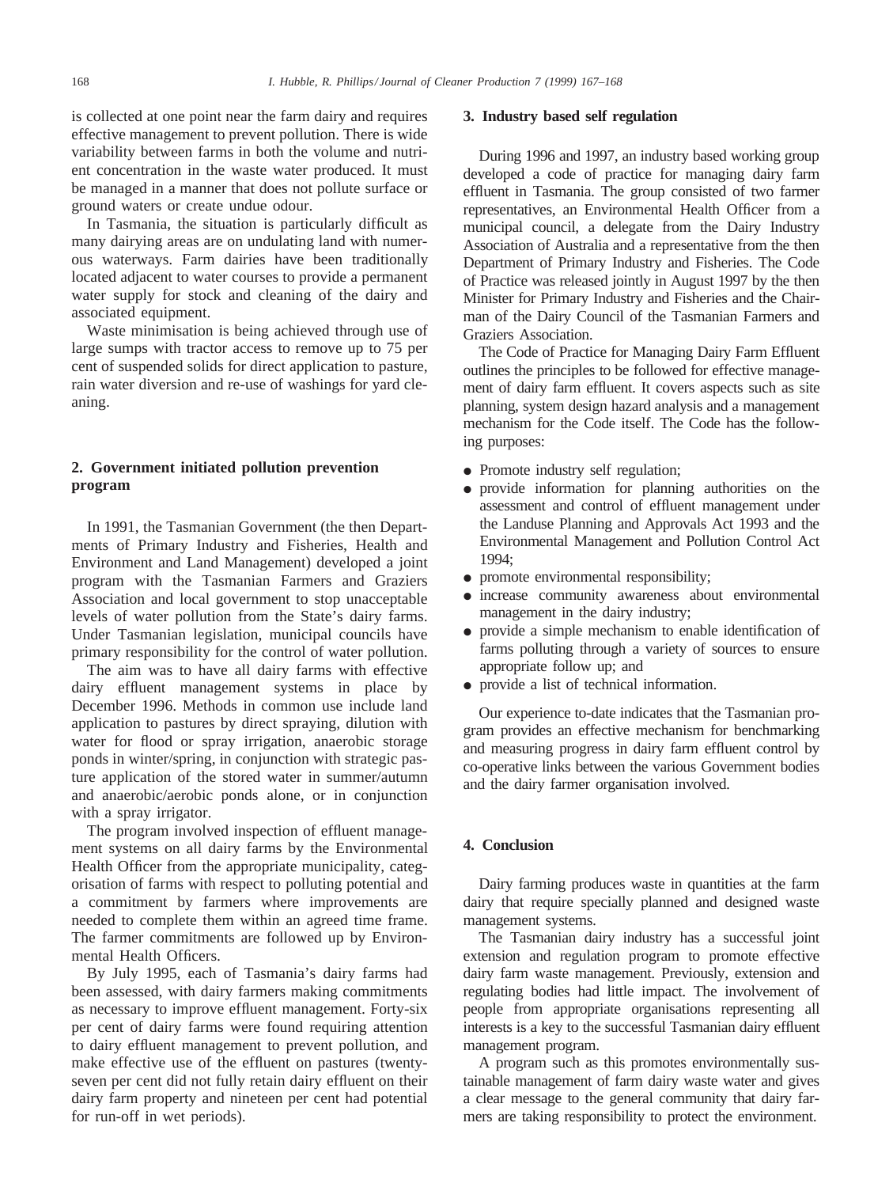is collected at one point near the farm dairy and requires effective management to prevent pollution. There is wide variability between farms in both the volume and nutrient concentration in the waste water produced. It must be managed in a manner that does not pollute surface or ground waters or create undue odour.

In Tasmania, the situation is particularly difficult as many dairying areas are on undulating land with numerous waterways. Farm dairies have been traditionally located adjacent to water courses to provide a permanent water supply for stock and cleaning of the dairy and associated equipment.

Waste minimisation is being achieved through use of large sumps with tractor access to remove up to 75 per cent of suspended solids for direct application to pasture, rain water diversion and re-use of washings for yard cleaning.

## 2. Government initiated pollution prevention program

In 1991, the Tasmanian Government (the then Departments of Primary Industry and Fisheries, Health and Environment and Land Management) developed a joint program with the Tasmanian Farmers and Graziers Association and local government to stop unacceptable levels of water pollution from the State's dairy farms. Under Tasmanian legislation, municipal councils have primary responsibility for the control of water pollution.

The aim was to have all dairy farms with effective dairy effluent management systems in place by December 1996. Methods in common use include land application to pastures by direct spraying, dilution with water for flood or spray irrigation, anaerobic storage ponds in winter/spring, in conjunction with strategic pasture application of the stored water in summer/autumn and anaerobic/aerobic ponds alone, or in conjunction with a spray irrigator.

The program involved inspection of effluent management systems on all dairy farms by the Environmental Health Officer from the appropriate municipality, categorisation of farms with respect to polluting potential and a commitment by farmers where improvements are needed to complete them within an agreed time frame. The farmer commitments are followed up by Environmental Health Officers.

By July 1995, each of Tasmania's dairy farms had been assessed, with dairy farmers making commitments as necessary to improve effluent management. Forty-six per cent of dairy farms were found requiring attention to dairy effluent management to prevent pollution, and make effective use of the effluent on pastures (twenty-seven per cent did not fully retain dairy effluent on their dairy farm property and nineteen per cent had potential for run-off in wet periods).

## 3. Industry based self regulation

During 1996 and 1997, an industry based working group developed a code of practice for managing dairy farm effluent in Tasmania. The group consisted of two farmer representatives, an Environmental Health Officer from a municipal council, a delegate from the Dairy Industry Association of Australia and a representative from the then Department of Primary Industry and Fisheries. The Code of Practice was released jointly in August 1997 by the then Minister for Primary Industry and Fisheries and the Chairman of the Dairy Council of the Tasmanian Farmers and Graziers Association.

The Code of Practice for Managing Dairy Farm Effluent outlines the principles to be followed for effective management of dairy farm effluent. It covers aspects such as site planning, system design hazard analysis and a management mechanism for the Code itself. The Code has the following purposes:

- Promote industry self regulation;
- provide information for planning authorities on the assessment and control of effluent management under the Landuse Planning and Approvals Act 1993 and the Environmental Management and Pollution Control Act 1994;
- promote environmental responsibility;
- increase community awareness about environmental management in the dairy industry;
- provide a simple mechanism to enable identification of farms polluting through a variety of sources to ensure appropriate follow up; and
- provide a list of technical information.

Our experience to-date indicates that the Tasmanian program provides an effective mechanism for benchmarking and measuring progress in dairy farm effluent control by co-operative links between the various Government bodies and the dairy farmer organisation involved.

## 4. Conclusion

Dairy farming produces waste in quantities at the farm dairy that require specially planned and designed waste management systems.

The Tasmanian dairy industry has a successful joint extension and regulation program to promote effective dairy farm waste management. Previously, extension and regulating bodies had little impact. The involvement of people from appropriate organisations representing all interests is a key to the successful Tasmanian dairy effluent management program.

A program such as this promotes environmentally sustainable management of farm dairy waste water and gives a clear message to the general community that dairy farmers are taking responsibility to protect the environment.